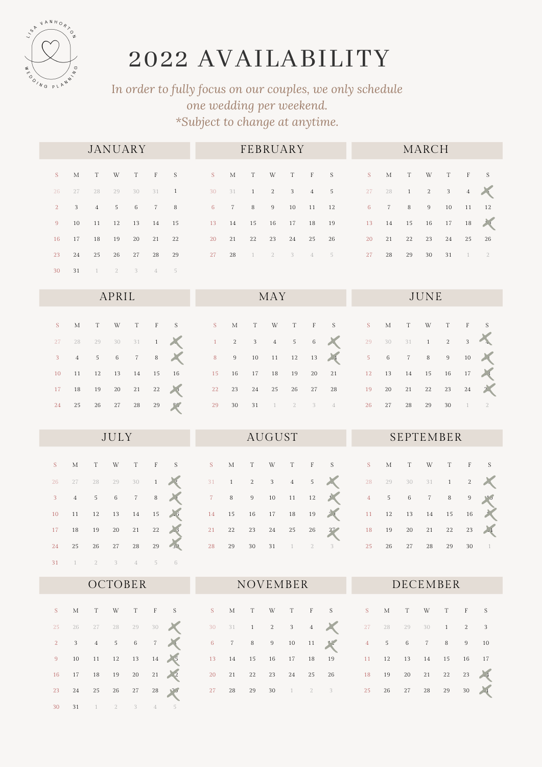LISA VANHORTON WEDDING PLANNING

# 2022 AVAILABILITY

*In order to fully focus on our couples, we only schedule one wedding per weekend.*
**Subject to change at anytime.*

## JANUARY

| S | M | T | W | T | F | S |
|---|---|---|---|---|---|---|
| 26 | 27 | 28 | 29 | 30 | 31 | 1 |
| 2 | 3 | 4 | 5 | 6 | 7 | 8 |
| 9 | 10 | 11 | 12 | 13 | 14 | 15 |
| 16 | 17 | 18 | 19 | 20 | 21 | 22 |
| 23 | 24 | 25 | 26 | 27 | 28 | 29 |
| 30 | 31 | 1 | 2 | 3 | 4 | 5 |

## FEBRUARY

| S | M | T | W | T | F | S |
|---|---|---|---|---|---|---|
| 30 | 31 | 1 | 2 | 3 | 4 | 5 |
| 6 | 7 | 8 | 9 | 10 | 11 | 12 |
| 13 | 14 | 15 | 16 | 17 | 18 | 19 |
| 20 | 21 | 22 | 23 | 24 | 25 | 26 |
| 27 | 28 | 1 | 2 | 3 | 4 | 5 |

## MARCH

| S | M | T | W | T | F | S |
|---|---|---|---|---|---|---|
| 27 | 28 | 1 | 2 | 3 | 4 | ~~5~~ |
| 6 | 7 | 8 | 9 | 10 | 11 | 12 |
| 13 | 14 | 15 | 16 | 17 | 18 | ~~19~~ |
| 20 | 21 | 22 | 23 | 24 | 25 | 26 |
| 27 | 28 | 29 | 30 | 31 | 1 | 2 |

## APRIL

| S | M | T | W | T | F | S |
|---|---|---|---|---|---|---|
| 27 | 28 | 29 | 30 | 31 | 1 | ~~2~~ |
| 3 | 4 | 5 | 6 | 7 | 8 | ~~9~~ |
| 10 | 11 | 12 | 13 | 14 | 15 | 16 |
| 17 | 18 | 19 | 20 | 21 | 22 | ~~23~~ |
| 24 | 25 | 26 | 27 | 28 | 29 | ~~30~~ |

## MAY

| S | M | T | W | T | F | S |
|---|---|---|---|---|---|---|
| 1 | 2 | 3 | 4 | 5 | 6 | ~~7~~ |
| 8 | 9 | 10 | 11 | 12 | 13 | ~~14~~ |
| 15 | 16 | 17 | 18 | 19 | 20 | 21 |
| 22 | 23 | 24 | 25 | 26 | 27 | 28 |
| 29 | 30 | 31 | 1 | 2 | 3 | 4 |

## JUNE

| S | M | T | W | T | F | S |
|---|---|---|---|---|---|---|
| 29 | 30 | 31 | 1 | 2 | 3 | ~~4~~ |
| 5 | 6 | 7 | 8 | 9 | 10 | ~~11~~ |
| 12 | 13 | 14 | 15 | 16 | 17 | ~~18~~ |
| 19 | 20 | 21 | 22 | 23 | 24 | ~~25~~ |
| 26 | 27 | 28 | 29 | 30 | 1 | 2 |

## JULY

| S | M | T | W | T | F | S |
|---|---|---|---|---|---|---|
| 26 | 27 | 28 | 29 | 30 | 1 | ~~2~~ |
| 3 | 4 | 5 | 6 | 7 | 8 | ~~9~~ |
| 10 | 11 | 12 | 13 | 14 | 15 | ~~16~~ |
| 17 | 18 | 19 | 20 | 21 | 22 | ~~23~~ |
| 24 | 25 | 26 | 27 | 28 | 29 | ~~30~~ |
| 31 | 1 | 2 | 3 | 4 | 5 | 6 |

## AUGUST

| S | M | T | W | T | F | S |
|---|---|---|---|---|---|---|
| 31 | 1 | 2 | 3 | 4 | 5 | ~~6~~ |
| 7 | 8 | 9 | 10 | 11 | 12 | ~~13~~ |
| 14 | 15 | 16 | 17 | 18 | 19 | ~~20~~ |
| 21 | 22 | 23 | 24 | 25 | 26 | ~~27~~ |
| 28 | 29 | 30 | 31 | 1 | 2 | 3 |

## SEPTEMBER

| S | M | T | W | T | F | S |
|---|---|---|---|---|---|---|
| 28 | 29 | 30 | 31 | 1 | 2 | ~~3~~ |
| 4 | 5 | 6 | 7 | 8 | 9 | ~~10~~ |
| 11 | 12 | 13 | 14 | 15 | 16 | ~~17~~ |
| 18 | 19 | 20 | 21 | 22 | 23 | ~~24~~ |
| 25 | 26 | 27 | 28 | 29 | 30 | 1 |

## OCTOBER

| S | M | T | W | T | F | S |
|---|---|---|---|---|---|---|
| 25 | 26 | 27 | 28 | 29 | 30 | ~~1~~ |
| 2 | 3 | 4 | 5 | 6 | 7 | ~~8~~ |
| 9 | 10 | 11 | 12 | 13 | 14 | ~~15~~ |
| 16 | 17 | 18 | 19 | 20 | 21 | ~~22~~ |
| 23 | 24 | 25 | 26 | 27 | 28 | ~~29~~ |
| 30 | 31 | 1 | 2 | 3 | 4 | 5 |

## NOVEMBER

| S | M | T | W | T | F | S |
|---|---|---|---|---|---|---|
| 30 | 31 | 1 | 2 | 3 | 4 | ~~5~~ |
| 6 | 7 | 8 | 9 | 10 | 11 | ~~12~~ |
| 13 | 14 | 15 | 16 | 17 | 18 | 19 |
| 20 | 21 | 22 | 23 | 24 | 25 | 26 |
| 27 | 28 | 29 | 30 | 1 | 2 | 3 |

## DECEMBER

| S | M | T | W | T | F | S |
|---|---|---|---|---|---|---|
| 27 | 28 | 29 | 30 | 1 | 2 | 3 |
| 4 | 5 | 6 | 7 | 8 | 9 | 10 |
| 11 | 12 | 13 | 14 | 15 | 16 | 17 |
| 18 | 19 | 20 | 21 | 22 | 23 | ~~24~~ |
| 25 | 26 | 27 | 28 | 29 | 30 | ~~31~~ |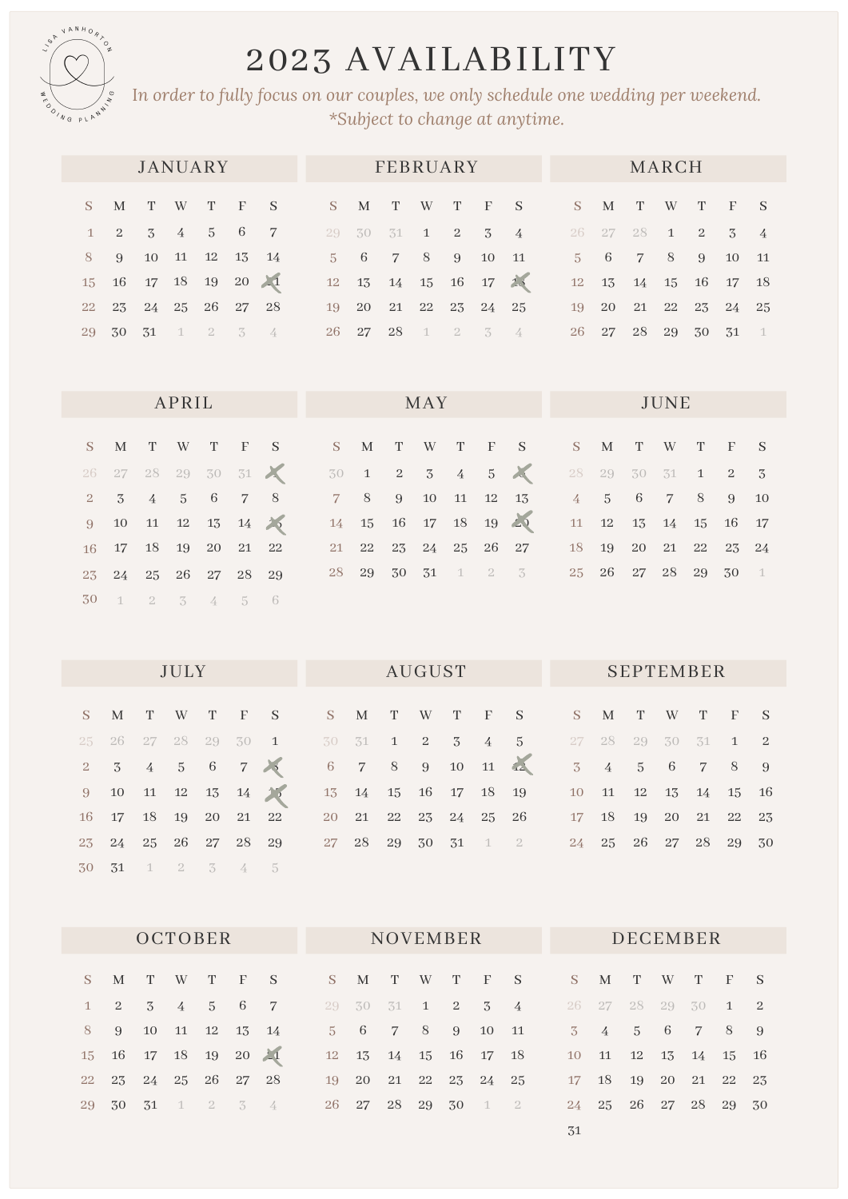LISA VANHORTON WEDDING PLANNING

# 2023 AVAILABILITY

*In order to fully focus on our couples, we only schedule one wedding per weekend.*
**Subject to change at anytime.*

## JANUARY

| S | M | T | W | T | F | S |
|---|---|---|---|---|---|---|
| 1 | 2 | 3 | 4 | 5 | 6 | 7 |
| 8 | 9 | 10 | 11 | 12 | 13 | 14 |
| 15 | 16 | 17 | 18 | 19 | 20 | ~~21~~ |
| 22 | 23 | 24 | 25 | 26 | 27 | 28 |
| 29 | 30 | 31 | 1 | 2 | 3 | 4 |

## FEBRUARY

| S | M | T | W | T | F | S |
|---|---|---|---|---|---|---|
| 29 | 30 | 31 | 1 | 2 | 3 | 4 |
| 5 | 6 | 7 | 8 | 9 | 10 | 11 |
| 12 | 13 | 14 | 15 | 16 | 17 | ~~18~~ |
| 19 | 20 | 21 | 22 | 23 | 24 | 25 |
| 26 | 27 | 28 | 1 | 2 | 3 | 4 |

## MARCH

| S | M | T | W | T | F | S |
|---|---|---|---|---|---|---|
| 26 | 27 | 28 | 1 | 2 | 3 | 4 |
| 5 | 6 | 7 | 8 | 9 | 10 | 11 |
| 12 | 13 | 14 | 15 | 16 | 17 | 18 |
| 19 | 20 | 21 | 22 | 23 | 24 | 25 |
| 26 | 27 | 28 | 29 | 30 | 31 | 1 |

## APRIL

| S | M | T | W | T | F | S |
|---|---|---|---|---|---|---|
| 26 | 27 | 28 | 29 | 30 | 31 | ~~1~~ |
| 2 | 3 | 4 | 5 | 6 | 7 | 8 |
| 9 | 10 | 11 | 12 | 13 | 14 | ~~15~~ |
| 16 | 17 | 18 | 19 | 20 | 21 | 22 |
| 23 | 24 | 25 | 26 | 27 | 28 | 29 |
| 30 | 1 | 2 | 3 | 4 | 5 | 6 |

## MAY

| S | M | T | W | T | F | S |
|---|---|---|---|---|---|---|
| 30 | 1 | 2 | 3 | 4 | 5 | ~~6~~ |
| 7 | 8 | 9 | 10 | 11 | 12 | 13 |
| 14 | 15 | 16 | 17 | 18 | 19 | ~~20~~ |
| 21 | 22 | 23 | 24 | 25 | 26 | 27 |
| 28 | 29 | 30 | 31 | 1 | 2 | 3 |

## JUNE

| S | M | T | W | T | F | S |
|---|---|---|---|---|---|---|
| 28 | 29 | 30 | 31 | 1 | 2 | 3 |
| 4 | 5 | 6 | 7 | 8 | 9 | 10 |
| 11 | 12 | 13 | 14 | 15 | 16 | 17 |
| 18 | 19 | 20 | 21 | 22 | 23 | 24 |
| 25 | 26 | 27 | 28 | 29 | 30 | 1 |

## JULY

| S | M | T | W | T | F | S |
|---|---|---|---|---|---|---|
| 25 | 26 | 27 | 28 | 29 | 30 | 1 |
| 2 | 3 | 4 | 5 | 6 | 7 | ~~8~~ |
| 9 | 10 | 11 | 12 | 13 | 14 | ~~15~~ |
| 16 | 17 | 18 | 19 | 20 | 21 | 22 |
| 23 | 24 | 25 | 26 | 27 | 28 | 29 |
| 30 | 31 | 1 | 2 | 3 | 4 | 5 |

## AUGUST

| S | M | T | W | T | F | S |
|---|---|---|---|---|---|---|
| 30 | 31 | 1 | 2 | 3 | 4 | 5 |
| 6 | 7 | 8 | 9 | 10 | 11 | ~~12~~ |
| 13 | 14 | 15 | 16 | 17 | 18 | 19 |
| 20 | 21 | 22 | 23 | 24 | 25 | 26 |
| 27 | 28 | 29 | 30 | 31 | 1 | 2 |

## SEPTEMBER

| S | M | T | W | T | F | S |
|---|---|---|---|---|---|---|
| 27 | 28 | 29 | 30 | 31 | 1 | 2 |
| 3 | 4 | 5 | 6 | 7 | 8 | 9 |
| 10 | 11 | 12 | 13 | 14 | 15 | 16 |
| 17 | 18 | 19 | 20 | 21 | 22 | 23 |
| 24 | 25 | 26 | 27 | 28 | 29 | 30 |

## OCTOBER

| S | M | T | W | T | F | S |
|---|---|---|---|---|---|---|
| 1 | 2 | 3 | 4 | 5 | 6 | 7 |
| 8 | 9 | 10 | 11 | 12 | 13 | 14 |
| 15 | 16 | 17 | 18 | 19 | 20 | ~~21~~ |
| 22 | 23 | 24 | 25 | 26 | 27 | 28 |
| 29 | 30 | 31 | 1 | 2 | 3 | 4 |

## NOVEMBER

| S | M | T | W | T | F | S |
|---|---|---|---|---|---|---|
| 29 | 30 | 31 | 1 | 2 | 3 | 4 |
| 5 | 6 | 7 | 8 | 9 | 10 | 11 |
| 12 | 13 | 14 | 15 | 16 | 17 | 18 |
| 19 | 20 | 21 | 22 | 23 | 24 | 25 |
| 26 | 27 | 28 | 29 | 30 | 1 | 2 |

## DECEMBER

| S | M | T | W | T | F | S |
|---|---|---|---|---|---|---|
| 26 | 27 | 28 | 29 | 30 | 1 | 2 |
| 3 | 4 | 5 | 6 | 7 | 8 | 9 |
| 10 | 11 | 12 | 13 | 14 | 15 | 16 |
| 17 | 18 | 19 | 20 | 21 | 22 | 23 |
| 24 | 25 | 26 | 27 | 28 | 29 | 30 |
| 31 | | | | | | |